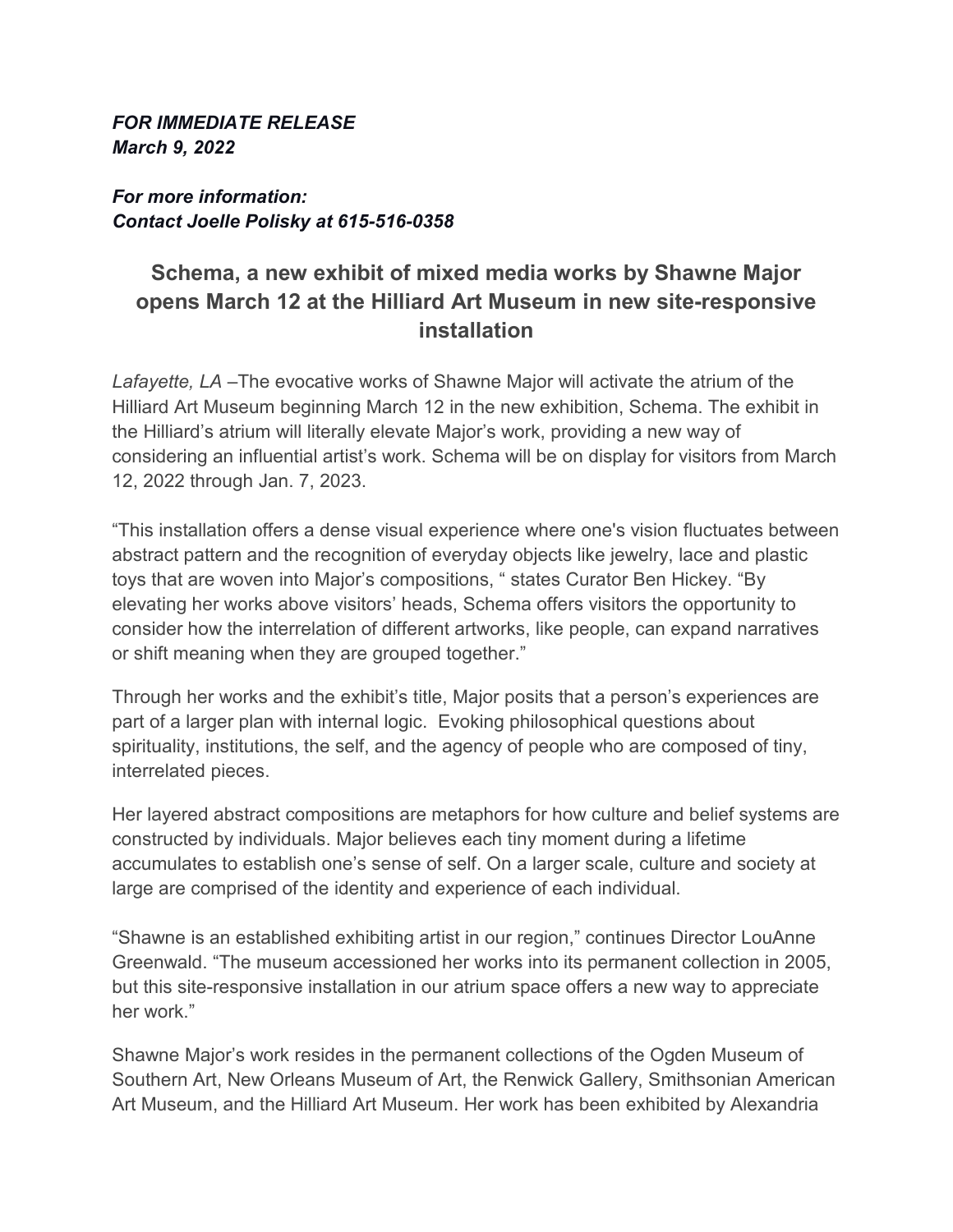***FOR IMMEDIATE RELEASE***
***March 9, 2022***

***For more information:***
***Contact Joelle Polisky at 615-516-0358***

## Schema, a new exhibit of mixed media works by Shawne Major opens March 12 at the Hilliard Art Museum in new site-responsive installation

*Lafayette, LA* –The evocative works of Shawne Major will activate the atrium of the Hilliard Art Museum beginning March 12 in the new exhibition, Schema. The exhibit in the Hilliard's atrium will literally elevate Major's work, providing a new way of considering an influential artist's work. Schema will be on display for visitors from March 12, 2022 through Jan. 7, 2023.

"This installation offers a dense visual experience where one's vision fluctuates between abstract pattern and the recognition of everyday objects like jewelry, lace and plastic toys that are woven into Major's compositions, " states Curator Ben Hickey. "By elevating her works above visitors' heads, Schema offers visitors the opportunity to consider how the interrelation of different artworks, like people, can expand narratives or shift meaning when they are grouped together."

Through her works and the exhibit's title, Major posits that a person's experiences are part of a larger plan with internal logic. Evoking philosophical questions about spirituality, institutions, the self, and the agency of people who are composed of tiny, interrelated pieces.

Her layered abstract compositions are metaphors for how culture and belief systems are constructed by individuals. Major believes each tiny moment during a lifetime accumulates to establish one's sense of self. On a larger scale, culture and society at large are comprised of the identity and experience of each individual.

"Shawne is an established exhibiting artist in our region," continues Director LouAnne Greenwald. "The museum accessioned her works into its permanent collection in 2005, but this site-responsive installation in our atrium space offers a new way to appreciate her work."

Shawne Major's work resides in the permanent collections of the Ogden Museum of Southern Art, New Orleans Museum of Art, the Renwick Gallery, Smithsonian American Art Museum, and the Hilliard Art Museum. Her work has been exhibited by Alexandria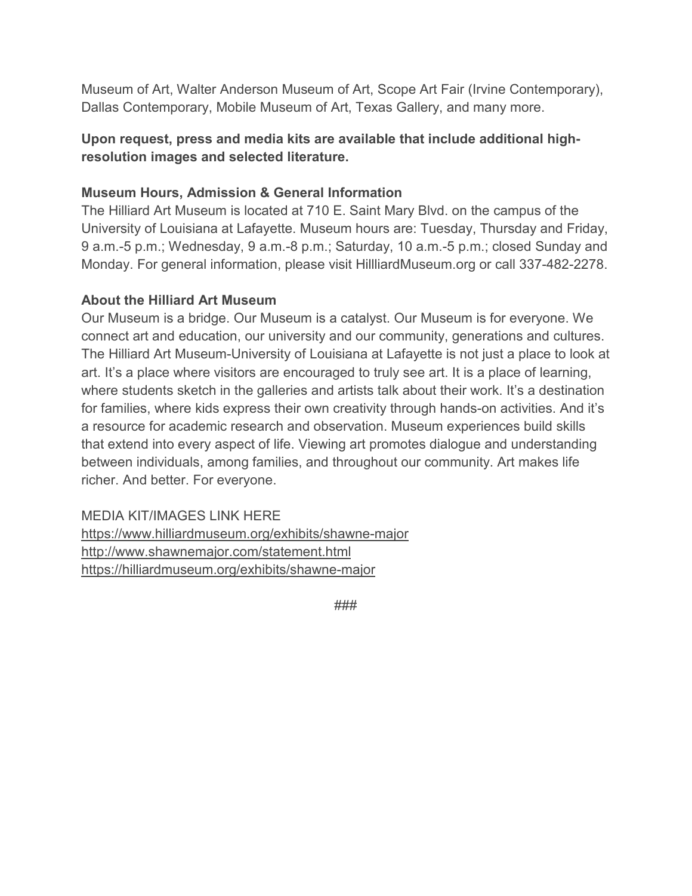Museum of Art, Walter Anderson Museum of Art, Scope Art Fair (Irvine Contemporary), Dallas Contemporary, Mobile Museum of Art, Texas Gallery, and many more.

**Upon request, press and media kits are available that include additional high-resolution images and selected literature.**

**Museum Hours, Admission & General Information**

The Hilliard Art Museum is located at 710 E. Saint Mary Blvd. on the campus of the University of Louisiana at Lafayette. Museum hours are: Tuesday, Thursday and Friday, 9 a.m.-5 p.m.; Wednesday, 9 a.m.-8 p.m.; Saturday, 10 a.m.-5 p.m.; closed Sunday and Monday. For general information, please visit HillliardMuseum.org or call 337-482-2278.

**About the Hilliard Art Museum**

Our Museum is a bridge. Our Museum is a catalyst. Our Museum is for everyone. We connect art and education, our university and our community, generations and cultures. The Hilliard Art Museum-University of Louisiana at Lafayette is not just a place to look at art. It's a place where visitors are encouraged to truly see art. It is a place of learning, where students sketch in the galleries and artists talk about their work. It's a destination for families, where kids express their own creativity through hands-on activities. And it's a resource for academic research and observation. Museum experiences build skills that extend into every aspect of life. Viewing art promotes dialogue and understanding between individuals, among families, and throughout our community. Art makes life richer. And better. For everyone.

MEDIA KIT/IMAGES LINK HERE
https://www.hilliardmuseum.org/exhibits/shawne-major
http://www.shawnemajor.com/statement.html
https://hilliardmuseum.org/exhibits/shawne-major

###